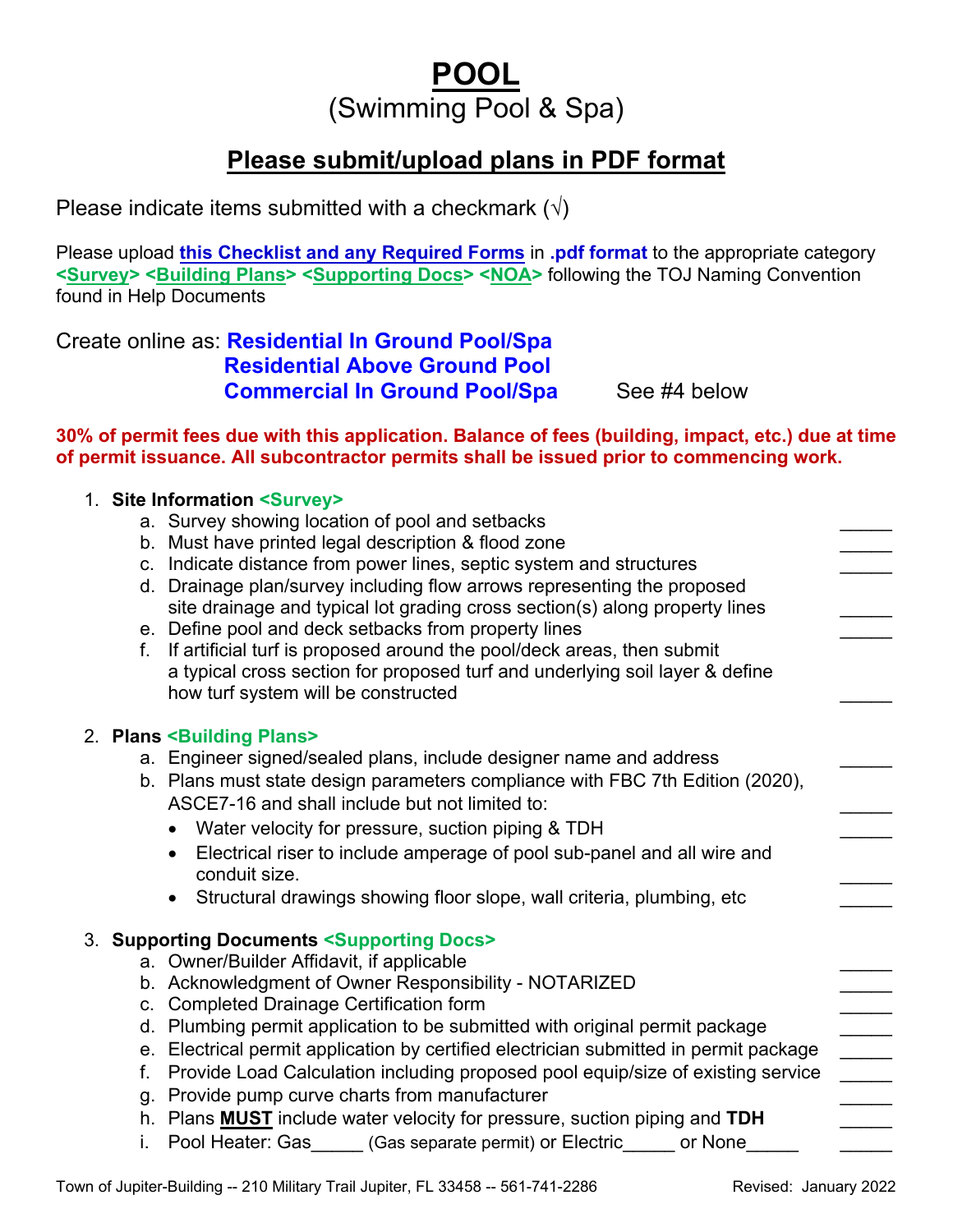# POOL

## (Swimming Pool & Spa)

## Please submit/upload plans in PDF format

Please indicate items submitted with a checkmark (√)

Please upload **this Checklist and any Required Forms** in **.pdf format** to the appropriate category **<Survey> <Building Plans> <Supporting Docs> <NOA>** following the TOJ Naming Convention found in Help Documents

Create online as: **Residential In Ground Pool/Spa**
**Residential Above Ground Pool**
**Commercial In Ground Pool/Spa** See #4 below

**30% of permit fees due with this application. Balance of fees (building, impact, etc.) due at time of permit issuance. All subcontractor permits shall be issued prior to commencing work.**

1. **Site Information <Survey>**
   a. Survey showing location of pool and setbacks _____
   b. Must have printed legal description & flood zone _____
   c. Indicate distance from power lines, septic system and structures _____
   d. Drainage plan/survey including flow arrows representing the proposed site drainage and typical lot grading cross section(s) along property lines _____
   e. Define pool and deck setbacks from property lines _____
   f. If artificial turf is proposed around the pool/deck areas, then submit a typical cross section for proposed turf and underlying soil layer & define how turf system will be constructed _____

2. **Plans <Building Plans>**
   a. Engineer signed/sealed plans, include designer name and address _____
   b. Plans must state design parameters compliance with FBC 7th Edition (2020), ASCE7-16 and shall include but not limited to: _____
      - Water velocity for pressure, suction piping & TDH _____
      - Electrical riser to include amperage of pool sub-panel and all wire and conduit size. _____
      - Structural drawings showing floor slope, wall criteria, plumbing, etc _____

3. **Supporting Documents <Supporting Docs>**
   a. Owner/Builder Affidavit, if applicable _____
   b. Acknowledgment of Owner Responsibility - NOTARIZED _____
   c. Completed Drainage Certification form _____
   d. Plumbing permit application to be submitted with original permit package _____
   e. Electrical permit application by certified electrician submitted in permit package _____
   f. Provide Load Calculation including proposed pool equip/size of existing service _____
   g. Provide pump curve charts from manufacturer _____
   h. Plans **MUST** include water velocity for pressure, suction piping and **TDH** _____
   i. Pool Heater: Gas_____ (Gas separate permit) or Electric_____ or None_____ _____

Town of Jupiter-Building -- 210 Military Trail Jupiter, FL 33458 -- 561-741-2286 Revised: January 2022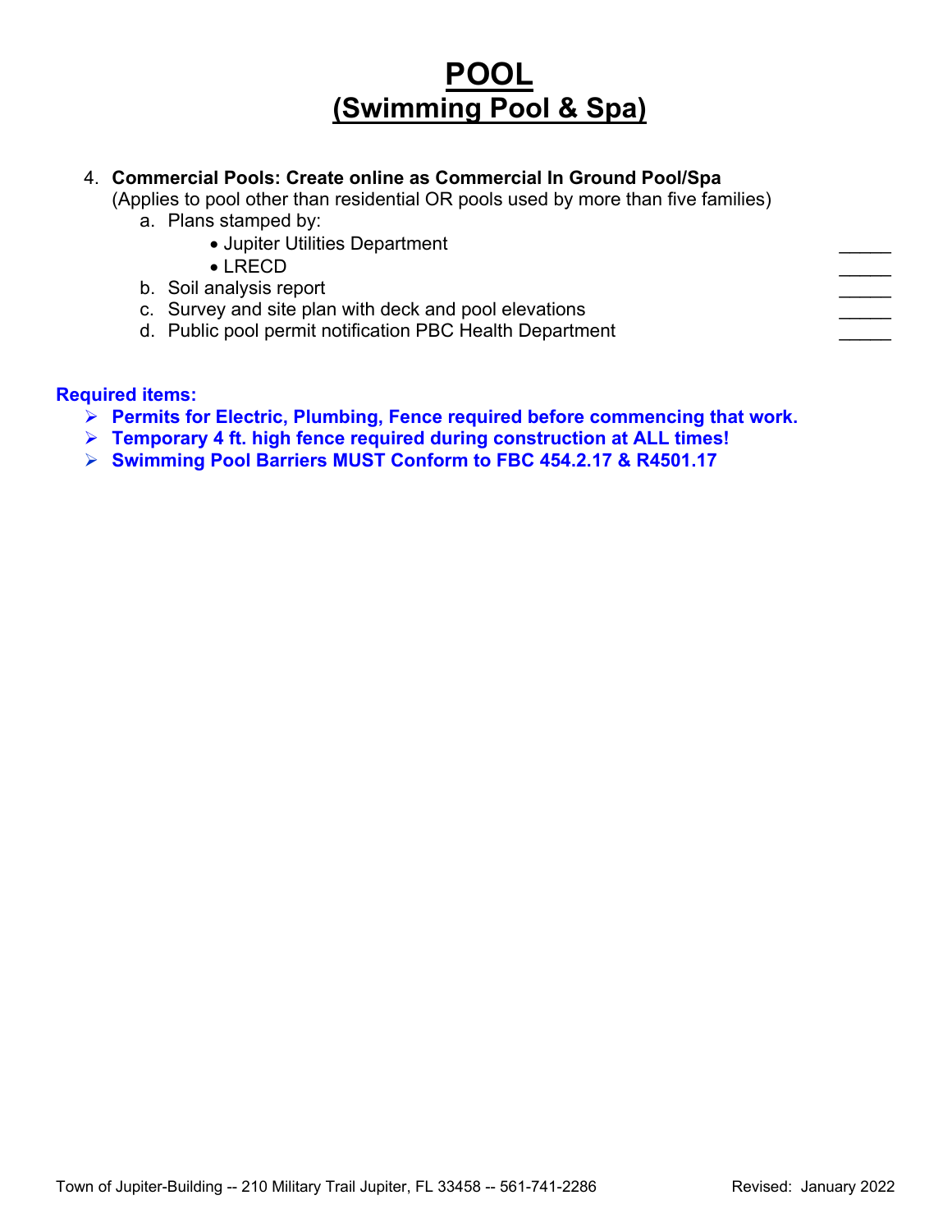# POOL
## (Swimming Pool & Spa)

4. **Commercial Pools: Create online as Commercial In Ground Pool/Spa**
   (Applies to pool other than residential OR pools used by more than five families)
   a. Plans stamped by:
      - Jupiter Utilities Department _____
      - LRECD _____
   
   b. Soil analysis report _____
   c. Survey and site plan with deck and pool elevations _____
   d. Public pool permit notification PBC Health Department _____

**Required items:**

- **Permits for Electric, Plumbing, Fence required before commencing that work.**
- **Temporary 4 ft. high fence required during construction at ALL times!**
- **Swimming Pool Barriers MUST Conform to FBC 454.2.17 & R4501.17**

Town of Jupiter-Building -- 210 Military Trail Jupiter, FL 33458 -- 561-741-2286 Revised: January 2022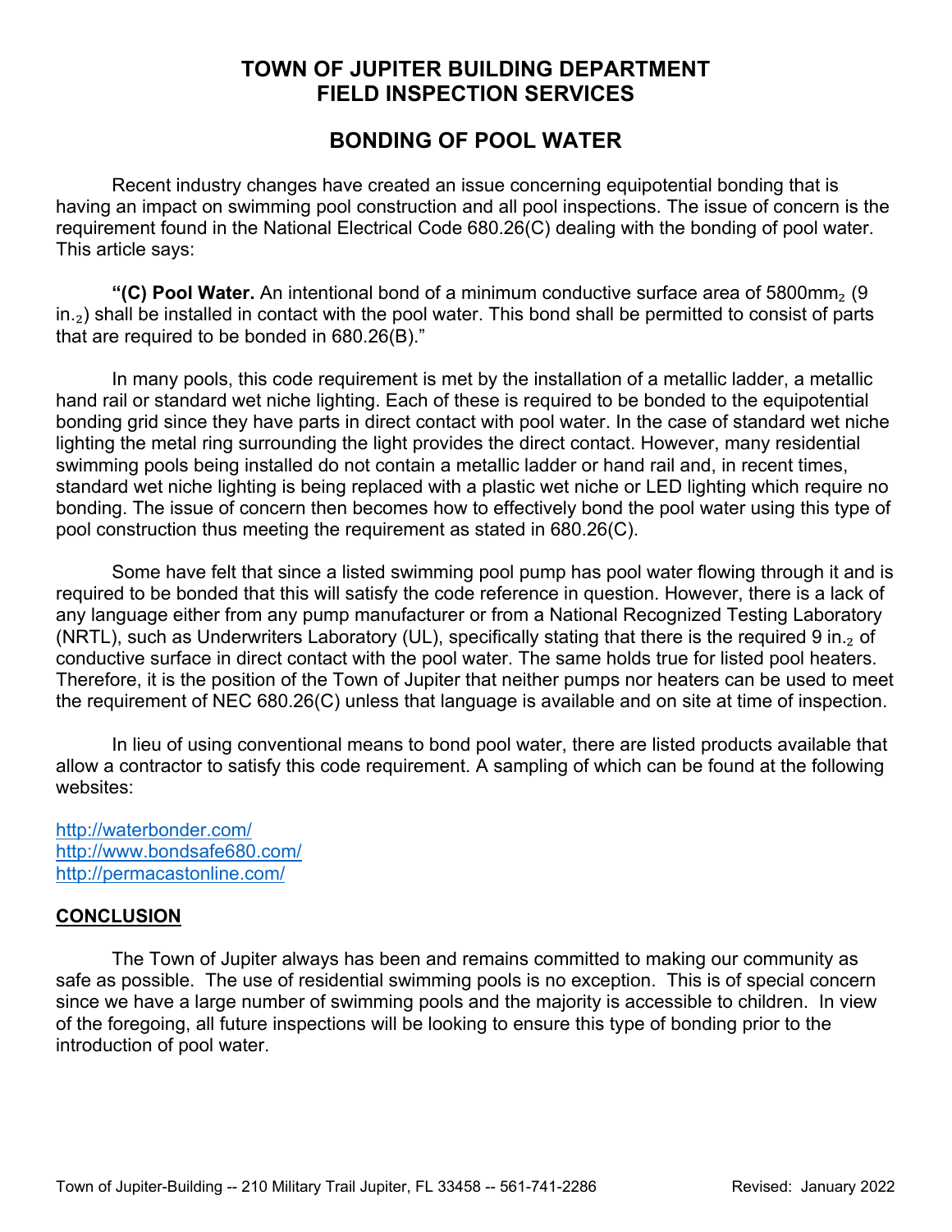# TOWN OF JUPITER BUILDING DEPARTMENT
# FIELD INSPECTION SERVICES

## BONDING OF POOL WATER

Recent industry changes have created an issue concerning equipotential bonding that is having an impact on swimming pool construction and all pool inspections. The issue of concern is the requirement found in the National Electrical Code 680.26(C) dealing with the bonding of pool water. This article says:

**"(C) Pool Water.** An intentional bond of a minimum conductive surface area of 5800mm$_2$ (9 in.$_2$) shall be installed in contact with the pool water. This bond shall be permitted to consist of parts that are required to be bonded in 680.26(B)."

In many pools, this code requirement is met by the installation of a metallic ladder, a metallic hand rail or standard wet niche lighting. Each of these is required to be bonded to the equipotential bonding grid since they have parts in direct contact with pool water. In the case of standard wet niche lighting the metal ring surrounding the light provides the direct contact. However, many residential swimming pools being installed do not contain a metallic ladder or hand rail and, in recent times, standard wet niche lighting is being replaced with a plastic wet niche or LED lighting which require no bonding. The issue of concern then becomes how to effectively bond the pool water using this type of pool construction thus meeting the requirement as stated in 680.26(C).

Some have felt that since a listed swimming pool pump has pool water flowing through it and is required to be bonded that this will satisfy the code reference in question. However, there is a lack of any language either from any pump manufacturer or from a National Recognized Testing Laboratory (NRTL), such as Underwriters Laboratory (UL), specifically stating that there is the required 9 in.$_2$ of conductive surface in direct contact with the pool water. The same holds true for listed pool heaters. Therefore, it is the position of the Town of Jupiter that neither pumps nor heaters can be used to meet the requirement of NEC 680.26(C) unless that language is available and on site at time of inspection.

In lieu of using conventional means to bond pool water, there are listed products available that allow a contractor to satisfy this code requirement. A sampling of which can be found at the following websites:

http://waterbonder.com/
http://www.bondsafe680.com/
http://permacastonline.com/

## CONCLUSION

The Town of Jupiter always has been and remains committed to making our community as safe as possible. The use of residential swimming pools is no exception. This is of special concern since we have a large number of swimming pools and the majority is accessible to children. In view of the foregoing, all future inspections will be looking to ensure this type of bonding prior to the introduction of pool water.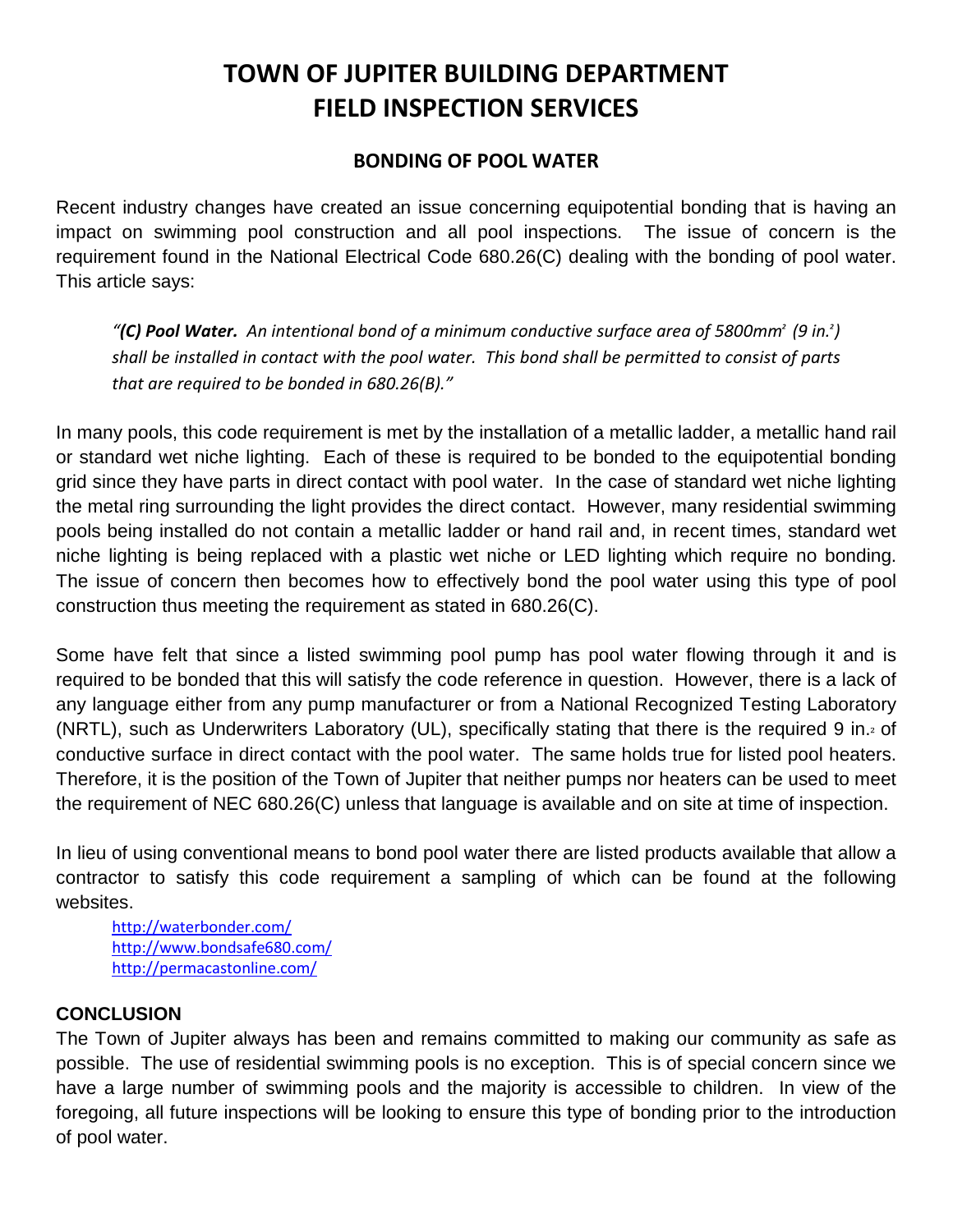# TOWN OF JUPITER BUILDING DEPARTMENT
# FIELD INSPECTION SERVICES

## BONDING OF POOL WATER

Recent industry changes have created an issue concerning equipotential bonding that is having an impact on swimming pool construction and all pool inspections. The issue of concern is the requirement found in the National Electrical Code 680.26(C) dealing with the bonding of pool water. This article says:

> *"**(C) Pool Water.** An intentional bond of a minimum conductive surface area of 5800mm² (9 in.²) shall be installed in contact with the pool water. This bond shall be permitted to consist of parts that are required to be bonded in 680.26(B)."*

In many pools, this code requirement is met by the installation of a metallic ladder, a metallic hand rail or standard wet niche lighting. Each of these is required to be bonded to the equipotential bonding grid since they have parts in direct contact with pool water. In the case of standard wet niche lighting the metal ring surrounding the light provides the direct contact. However, many residential swimming pools being installed do not contain a metallic ladder or hand rail and, in recent times, standard wet niche lighting is being replaced with a plastic wet niche or LED lighting which require no bonding. The issue of concern then becomes how to effectively bond the pool water using this type of pool construction thus meeting the requirement as stated in 680.26(C).

Some have felt that since a listed swimming pool pump has pool water flowing through it and is required to be bonded that this will satisfy the code reference in question. However, there is a lack of any language either from any pump manufacturer or from a National Recognized Testing Laboratory (NRTL), such as Underwriters Laboratory (UL), specifically stating that there is the required 9 in.² of conductive surface in direct contact with the pool water. The same holds true for listed pool heaters. Therefore, it is the position of the Town of Jupiter that neither pumps nor heaters can be used to meet the requirement of NEC 680.26(C) unless that language is available and on site at time of inspection.

In lieu of using conventional means to bond pool water there are listed products available that allow a contractor to satisfy this code requirement a sampling of which can be found at the following websites.

http://waterbonder.com/
http://www.bondsafe680.com/
http://permacastonline.com/

**CONCLUSION**

The Town of Jupiter always has been and remains committed to making our community as safe as possible. The use of residential swimming pools is no exception. This is of special concern since we have a large number of swimming pools and the majority is accessible to children. In view of the foregoing, all future inspections will be looking to ensure this type of bonding prior to the introduction of pool water.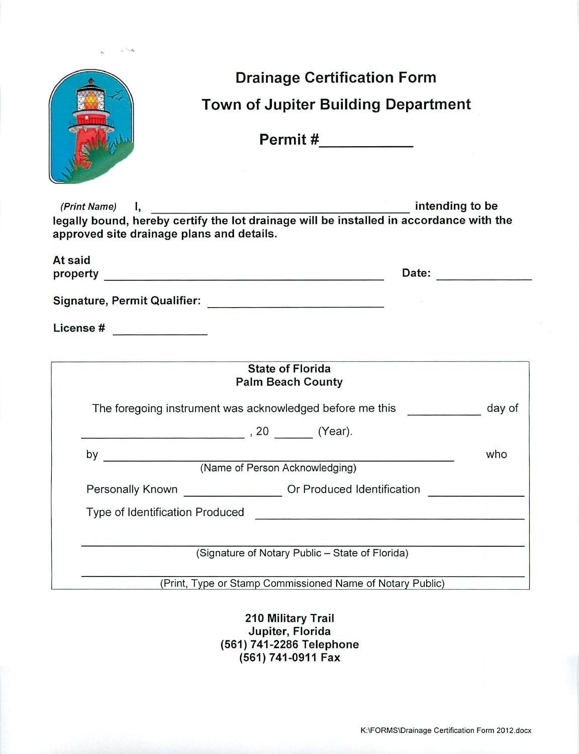# Drainage Certification Form

## Town of Jupiter Building Department

**Permit #___________**

*(Print Name)* **I, ________________________________________ intending to be legally bound, hereby certify the lot drainage will be installed in accordance with the approved site drainage plans and details.**

**At said property ____________________________________________ Date: ______________**

**Signature, Permit Qualifier: ___________________________**

**License # ______________**

---

**State of Florida**
**Palm Beach County**

The foregoing instrument was acknowledged before me this ___________ day of

_________________________ , 20 ______ (Year).

by _______________________________________________________ who
(Name of Person Acknowledging)

Personally Known _______________ Or Produced Identification _______________

Type of Identification Produced ________________________________________

_______________________________________________________________
(Signature of Notary Public – State of Florida)

_______________________________________________________________
(Print, Type or Stamp Commissioned Name of Notary Public)

---

**210 Military Trail**
**Jupiter, Florida**
**(561) 741-2286 Telephone**
**(561) 741-0911 Fax**

K:\FORMS\Drainage Certification Form 2012.docx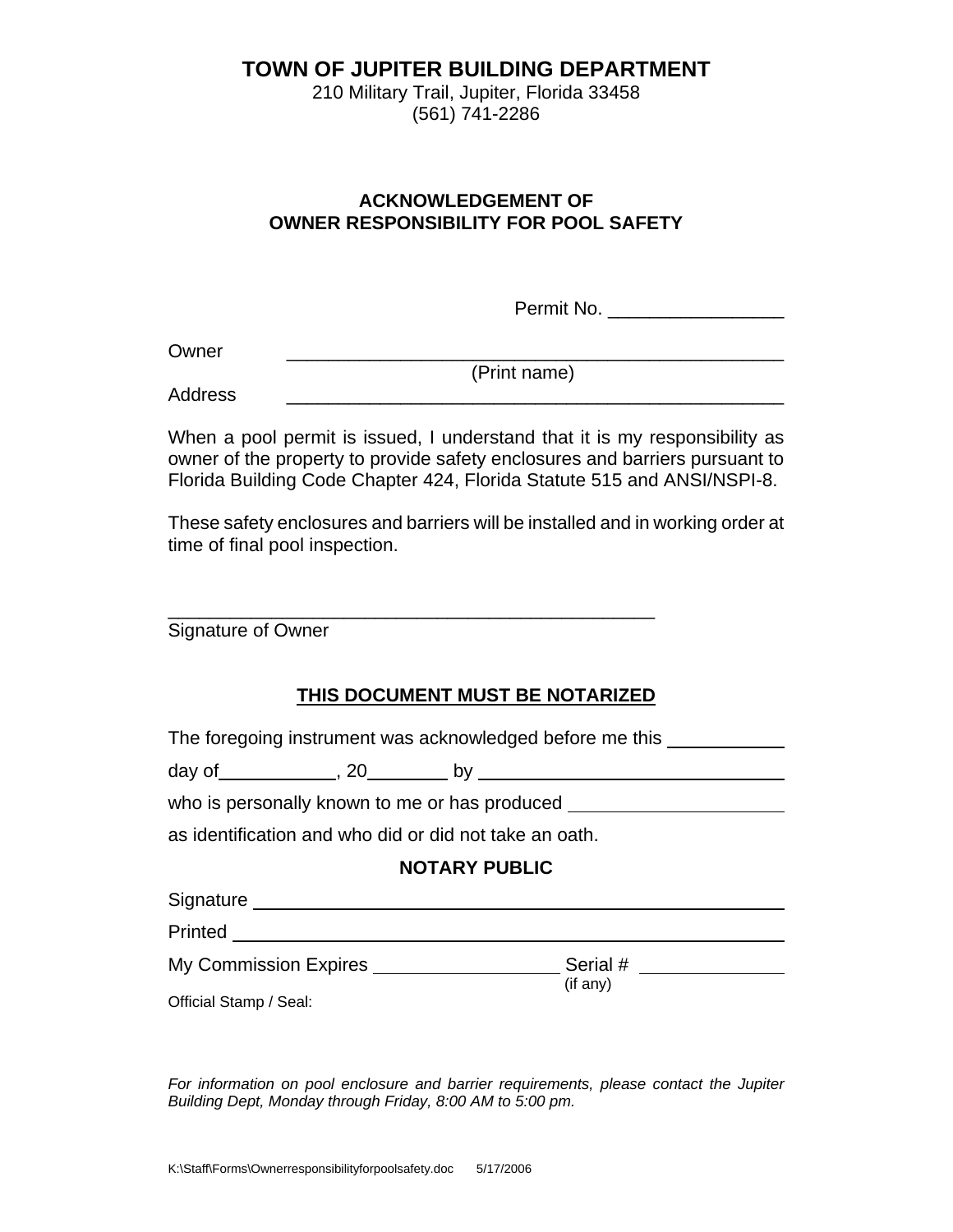# TOWN OF JUPITER BUILDING DEPARTMENT

210 Military Trail, Jupiter, Florida 33458
(561) 741-2286

## ACKNOWLEDGEMENT OF OWNER RESPONSIBILITY FOR POOL SAFETY

Permit No. _________________

Owner _________________________________________________
(Print name)

Address _________________________________________________

When a pool permit is issued, I understand that it is my responsibility as owner of the property to provide safety enclosures and barriers pursuant to Florida Building Code Chapter 424, Florida Statute 515 and ANSI/NSPI-8.

These safety enclosures and barriers will be installed and in working order at time of final pool inspection.

_________________________________________________
Signature of Owner

**THIS DOCUMENT MUST BE NOTARIZED**

The foregoing instrument was acknowledged before me this ____________

day of____________, 20________ by ______________________________

who is personally known to me or has produced ____________________

as identification and who did or did not take an oath.

**NOTARY PUBLIC**

Signature _____________________________________________________

Printed _______________________________________________________

My Commission Expires __________________ Serial # (if any) ______________

Official Stamp / Seal:

*For information on pool enclosure and barrier requirements, please contact the Jupiter Building Dept, Monday through Friday, 8:00 AM to 5:00 pm.*

K:\Staff\Forms\Ownerresponsibilityforpoolsafety.doc 5/17/2006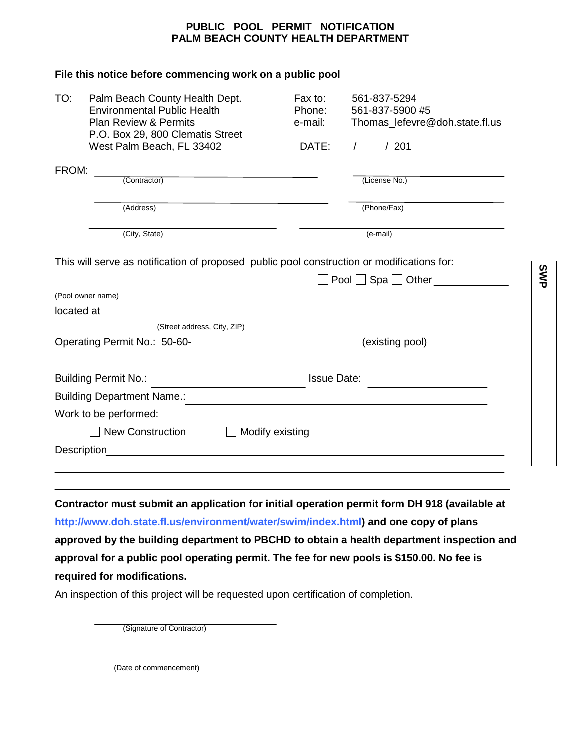**PUBLIC POOL PERMIT NOTIFICATION**
**PALM BEACH COUNTY HEALTH DEPARTMENT**

**File this notice before commencing work on a public pool**

TO: Palm Beach County Health Dept.
Environmental Public Health
Plan Review & Permits
P.O. Box 29, 800 Clematis Street
West Palm Beach, FL 33402

Fax to: 561-837-5294
Phone: 561-837-5900 #5
e-mail: Thomas_lefevre@doh.state.fl.us

DATE: ___ / ___ / 201____

FROM: ______________________ (Contractor) ______________________ (License No.)

______________________ (Address) ______________________ (Phone/Fax)

______________________ (City, State) ______________________ (e-mail)

This will serve as notification of proposed public pool construction or modifications for:

______________________ (Pool owner name) ☐ Pool ☐ Spa ☐ Other ____________

located at ______________________________________________ (Street address, City, ZIP)

Operating Permit No.: 50-60- ______________________ (existing pool)

Building Permit No.: ______________________ Issue Date: ______________________

Building Department Name.: ______________________________________________

Work to be performed:

☐ New Construction ☐ Modify existing

Description______________________________________________

______________________________________________

______________________________________________

**Contractor must submit an application for initial operation permit form DH 918 (available at http://www.doh.state.fl.us/environment/water/swim/index.html) and one copy of plans approved by the building department to PBCHD to obtain a health department inspection and approval for a public pool operating permit. The fee for new pools is $150.00. No fee is required for modifications.**

An inspection of this project will be requested upon certification of completion.

______________________
(Signature of Contractor)

______________________
(Date of commencement)

SWP